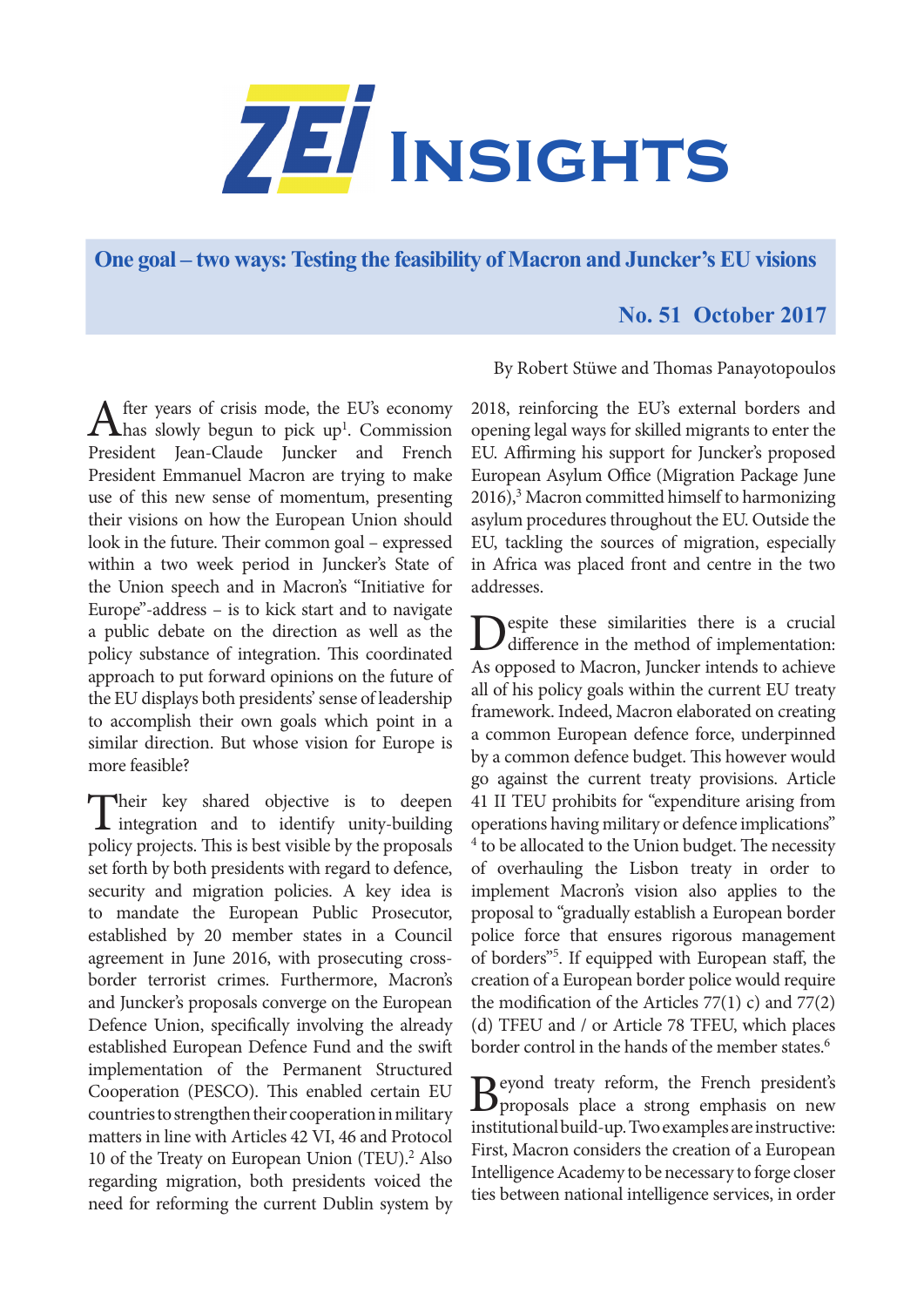# ZEI Insights

## One goal – two ways: Testing the feasibility of Macron and Juncker's EU visions

**No. 51 October 2017**

By Robert Stüwe and Thomas Panayotopoulos

After years of crisis mode, the EU's economy has slowly begun to pick up[1]. Commission President Jean-Claude Juncker and French President Emmanuel Macron are trying to make use of this new sense of momentum, presenting their visions on how the European Union should look in the future. Their common goal – expressed within a two week period in Juncker's State of the Union speech and in Macron's "Initiative for Europe"-address – is to kick start and to navigate a public debate on the direction as well as the policy substance of integration. This coordinated approach to put forward opinions on the future of the EU displays both presidents' sense of leadership to accomplish their own goals which point in a similar direction. But whose vision for Europe is more feasible?

Their key shared objective is to deepen integration and to identify unity-building policy projects. This is best visible by the proposals set forth by both presidents with regard to defence, security and migration policies. A key idea is to mandate the European Public Prosecutor, established by 20 member states in a Council agreement in June 2016, with prosecuting cross-border terrorist crimes. Furthermore, Macron's and Juncker's proposals converge on the European Defence Union, specifically involving the already established European Defence Fund and the swift implementation of the Permanent Structured Cooperation (PESCO). This enabled certain EU countries to strengthen their cooperation in military matters in line with Articles 42 VI, 46 and Protocol 10 of the Treaty on European Union (TEU).[2] Also regarding migration, both presidents voiced the need for reforming the current Dublin system by 2018, reinforcing the EU's external borders and opening legal ways for skilled migrants to enter the EU. Affirming his support for Juncker's proposed European Asylum Office (Migration Package June 2016),[3] Macron committed himself to harmonizing asylum procedures throughout the EU. Outside the EU, tackling the sources of migration, especially in Africa was placed front and centre in the two addresses.

Despite these similarities there is a crucial difference in the method of implementation: As opposed to Macron, Juncker intends to achieve all of his policy goals within the current EU treaty framework. Indeed, Macron elaborated on creating a common European defence force, underpinned by a common defence budget. This however would go against the current treaty provisions. Article 41 II TEU prohibits for "expenditure arising from operations having military or defence implications" [4] to be allocated to the Union budget. The necessity of overhauling the Lisbon treaty in order to implement Macron's vision also applies to the proposal to "gradually establish a European border police force that ensures rigorous management of borders"[5]. If equipped with European staff, the creation of a European border police would require the modification of the Articles 77(1) c) and 77(2) (d) TFEU and / or Article 78 TFEU, which places border control in the hands of the member states.[6]

Beyond treaty reform, the French president's proposals place a strong emphasis on new institutional build-up. Two examples are instructive: First, Macron considers the creation of a European Intelligence Academy to be necessary to forge closer ties between national intelligence services, in order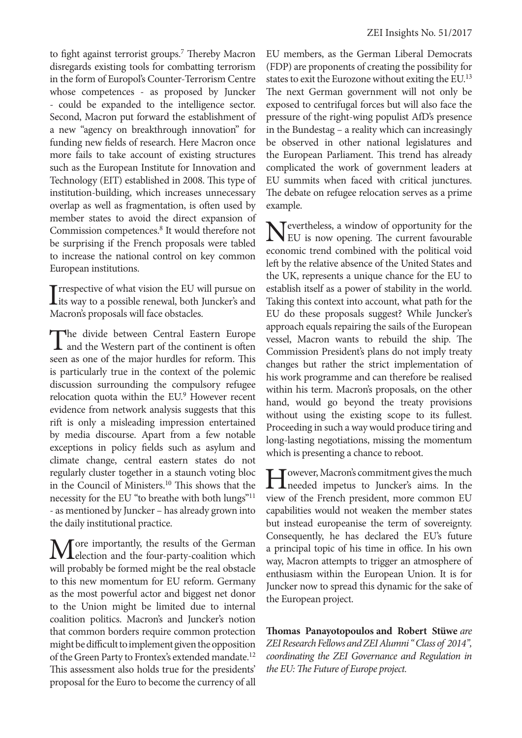to fight against terrorist groups.[7] Thereby Macron disregards existing tools for combatting terrorism in the form of Europol's Counter-Terrorism Centre whose competences - as proposed by Juncker - could be expanded to the intelligence sector. Second, Macron put forward the establishment of a new "agency on breakthrough innovation" for funding new fields of research. Here Macron once more fails to take account of existing structures such as the European Institute for Innovation and Technology (EIT) established in 2008. This type of institution-building, which increases unnecessary overlap as well as fragmentation, is often used by member states to avoid the direct expansion of Commission competences.[8] It would therefore not be surprising if the French proposals were tabled to increase the national control on key common European institutions.

Irrespective of what vision the EU will pursue on its way to a possible renewal, both Juncker's and Macron's proposals will face obstacles.

The divide between Central Eastern Europe and the Western part of the continent is often seen as one of the major hurdles for reform. This is particularly true in the context of the polemic discussion surrounding the compulsory refugee relocation quota within the EU.[9] However recent evidence from network analysis suggests that this rift is only a misleading impression entertained by media discourse. Apart from a few notable exceptions in policy fields such as asylum and climate change, central eastern states do not regularly cluster together in a staunch voting bloc in the Council of Ministers.[10] This shows that the necessity for the EU "to breathe with both lungs"[11] - as mentioned by Juncker – has already grown into the daily institutional practice.

More importantly, the results of the German election and the four-party-coalition which will probably be formed might be the real obstacle to this new momentum for EU reform. Germany as the most powerful actor and biggest net donor to the Union might be limited due to internal coalition politics. Macron's and Juncker's notion that common borders require common protection might be difficult to implement given the opposition of the Green Party to Frontex's extended mandate.[12] This assessment also holds true for the presidents' proposal for the Euro to become the currency of all EU members, as the German Liberal Democrats (FDP) are proponents of creating the possibility for states to exit the Eurozone without exiting the EU.[13] The next German government will not only be exposed to centrifugal forces but will also face the pressure of the right-wing populist AfD's presence in the Bundestag – a reality which can increasingly be observed in other national legislatures and the European Parliament. This trend has already complicated the work of government leaders at EU summits when faced with critical junctures. The debate on refugee relocation serves as a prime example.

Nevertheless, a window of opportunity for the EU is now opening. The current favourable economic trend combined with the political void left by the relative absence of the United States and the UK, represents a unique chance for the EU to establish itself as a power of stability in the world. Taking this context into account, what path for the EU do these proposals suggest? While Juncker's approach equals repairing the sails of the European vessel, Macron wants to rebuild the ship. The Commission President's plans do not imply treaty changes but rather the strict implementation of his work programme and can therefore be realised within his term. Macron's proposals, on the other hand, would go beyond the treaty provisions without using the existing scope to its fullest. Proceeding in such a way would produce tiring and long-lasting negotiations, missing the momentum which is presenting a chance to reboot.

However, Macron's commitment gives the much needed impetus to Juncker's aims. In the view of the French president, more common EU capabilities would not weaken the member states but instead europeanise the term of sovereignty. Consequently, he has declared the EU's future a principal topic of his time in office. In his own way, Macron attempts to trigger an atmosphere of enthusiasm within the European Union. It is for Juncker now to spread this dynamic for the sake of the European project.

**Thomas Panayotopoulos and Robert Stüwe** *are ZEI Research Fellows and ZEI Alumni "Class of 2014", coordinating the ZEI Governance and Regulation in the EU: The Future of Europe project.*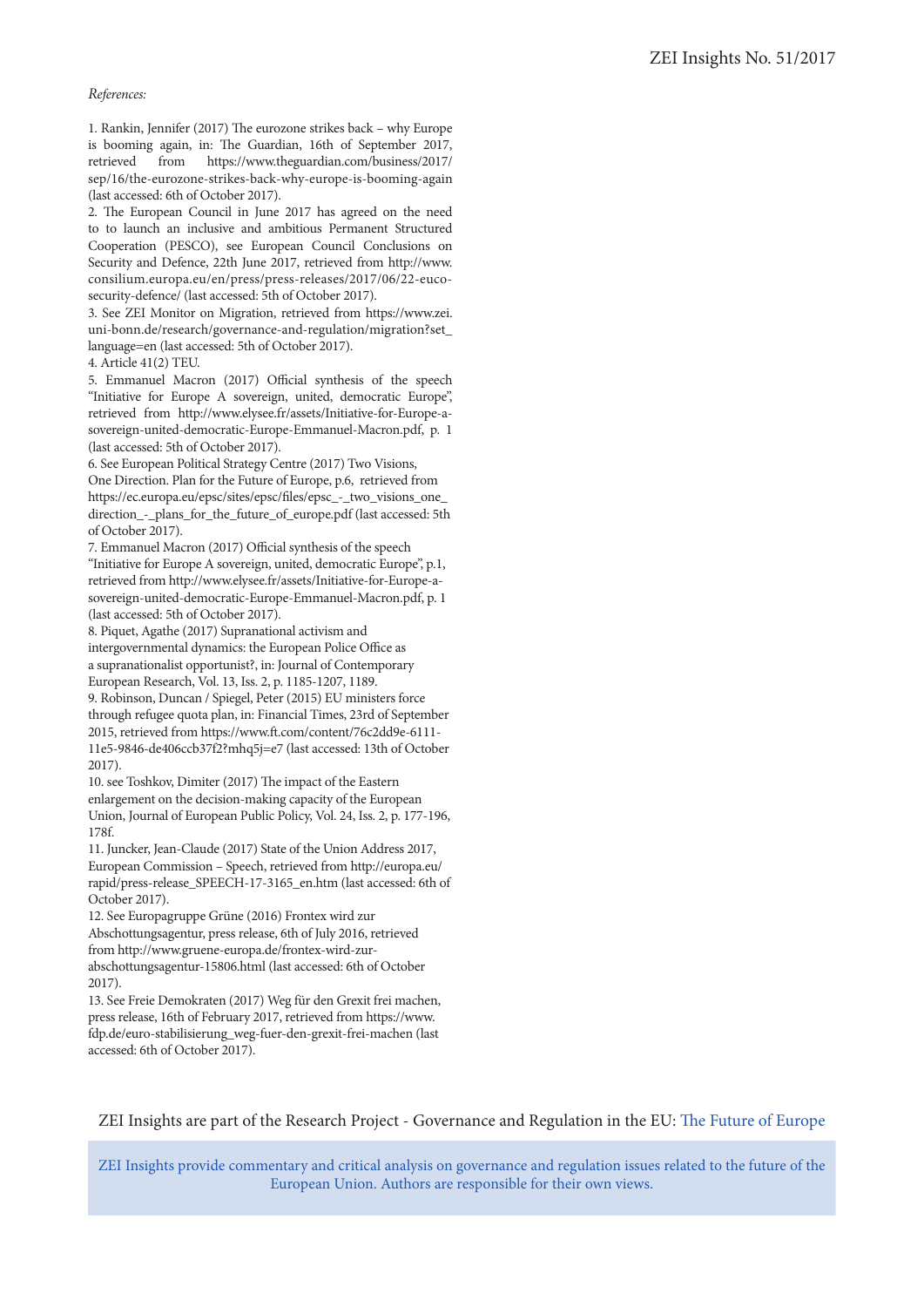*References:*

1. Rankin, Jennifer (2017) The eurozone strikes back – why Europe is booming again, in: The Guardian, 16th of September 2017, retrieved from https://www.theguardian.com/business/2017/sep/16/the-eurozone-strikes-back-why-europe-is-booming-again (last accessed: 6th of October 2017).
2. The European Council in June 2017 has agreed on the need to to launch an inclusive and ambitious Permanent Structured Cooperation (PESCO), see European Council Conclusions on Security and Defence, 22th June 2017, retrieved from http://www.consilium.europa.eu/en/press/press-releases/2017/06/22-euco-security-defence/ (last accessed: 5th of October 2017).
3. See ZEI Monitor on Migration, retrieved from https://www.zei.uni-bonn.de/research/governance-and-regulation/migration?set_language=en (last accessed: 5th of October 2017).
4. Article 41(2) TEU.
5. Emmanuel Macron (2017) Official synthesis of the speech "Initiative for Europe A sovereign, united, democratic Europe", retrieved from http://www.elysee.fr/assets/Initiative-for-Europe-a-sovereign-united-democratic-Europe-Emmanuel-Macron.pdf, p. 1 (last accessed: 5th of October 2017).
6. See European Political Strategy Centre (2017) Two Visions, One Direction. Plan for the Future of Europe, p.6, retrieved from https://ec.europa.eu/epsc/sites/epsc/files/epsc_-_two_visions_one_direction_-_plans_for_the_future_of_europe.pdf (last accessed: 5th of October 2017).
7. Emmanuel Macron (2017) Official synthesis of the speech "Initiative for Europe A sovereign, united, democratic Europe", p.1, retrieved from http://www.elysee.fr/assets/Initiative-for-Europe-a-sovereign-united-democratic-Europe-Emmanuel-Macron.pdf, p. 1 (last accessed: 5th of October 2017).
8. Piquet, Agathe (2017) Supranational activism and intergovernmental dynamics: the European Police Office as a supranationalist opportunist?, in: Journal of Contemporary European Research, Vol. 13, Iss. 2, p. 1185-1207, 1189.
9. Robinson, Duncan / Spiegel, Peter (2015) EU ministers force through refugee quota plan, in: Financial Times, 23rd of September 2015, retrieved from https://www.ft.com/content/76c2dd9e-6111-11e5-9846-de406ccb37f2?mhq5j=e7 (last accessed: 13th of October 2017).
10. see Toshkov, Dimiter (2017) The impact of the Eastern enlargement on the decision-making capacity of the European Union, Journal of European Public Policy, Vol. 24, Iss. 2, p. 177-196, 178f.
11. Juncker, Jean-Claude (2017) State of the Union Address 2017, European Commission – Speech, retrieved from http://europa.eu/rapid/press-release_SPEECH-17-3165_en.htm (last accessed: 6th of October 2017).
12. See Europagruppe Grüne (2016) Frontex wird zur Abschottungsagentur, press release, 6th of July 2016, retrieved from http://www.gruene-europa.de/frontex-wird-zur-abschottungsagentur-15806.html (last accessed: 6th of October 2017).
13. See Freie Demokraten (2017) Weg für den Grexit frei machen, press release, 16th of February 2017, retrieved from https://www.fdp.de/euro-stabilisierung_weg-fuer-den-grexit-frei-machen (last accessed: 6th of October 2017).

ZEI Insights are part of the Research Project - Governance and Regulation in the EU: The Future of Europe

ZEI Insights provide commentary and critical analysis on governance and regulation issues related to the future of the European Union. Authors are responsible for their own views.